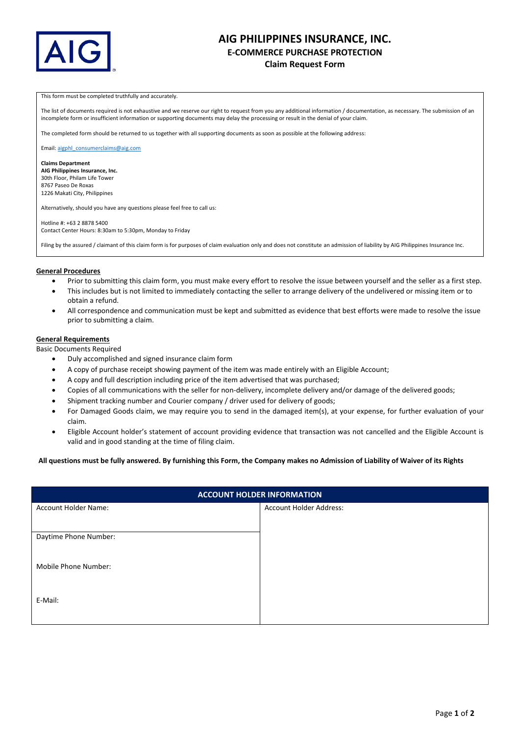# AIG PHILIPPINES INSURANCE, INC.

## E-COMMERCE PURCHASE PROTECTION

### Claim Request Form

This form must be completed truthfully and accurately.

The list of documents required is not exhaustive and we reserve our right to request from you any additional information / documentation, as necessary. The submission of an incomplete form or insufficient information or supporting documents may delay the processing or result in the denial of your claim.

The completed form should be returned to us together with all supporting documents as soon as possible at the following address:

Email: aigphl_consumerclaims@aig.com

**Claims Department**
**AIG Philippines Insurance, Inc.**
30th Floor, Philam Life Tower
8767 Paseo De Roxas
1226 Makati City, Philippines

Alternatively, should you have any questions please feel free to call us:

Hotline #: +63 2 8878 5400
Contact Center Hours: 8:30am to 5:30pm, Monday to Friday

Filing by the assured / claimant of this claim form is for purposes of claim evaluation only and does not constitute an admission of liability by AIG Philippines Insurance Inc.

**General Procedures**

- Prior to submitting this claim form, you must make every effort to resolve the issue between yourself and the seller as a first step.
- This includes but is not limited to immediately contacting the seller to arrange delivery of the undelivered or missing item or to obtain a refund.
- All correspondence and communication must be kept and submitted as evidence that best efforts were made to resolve the issue prior to submitting a claim.

**General Requirements**

Basic Documents Required

- Duly accomplished and signed insurance claim form
- A copy of purchase receipt showing payment of the item was made entirely with an Eligible Account;
- A copy and full description including price of the item advertised that was purchased;
- Copies of all communications with the seller for non-delivery, incomplete delivery and/or damage of the delivered goods;
- Shipment tracking number and Courier company / driver used for delivery of goods;
- For Damaged Goods claim, we may require you to send in the damaged item(s), at your expense, for further evaluation of your claim.
- Eligible Account holder's statement of account providing evidence that transaction was not cancelled and the Eligible Account is valid and in good standing at the time of filing claim.

**All questions must be fully answered. By furnishing this Form, the Company makes no Admission of Liability of Waiver of its Rights**

| ACCOUNT HOLDER INFORMATION | |
|---|---|
| Account Holder Name: | Account Holder Address: |
| Daytime Phone Number: | |
| Mobile Phone Number: | |
| E-Mail: | |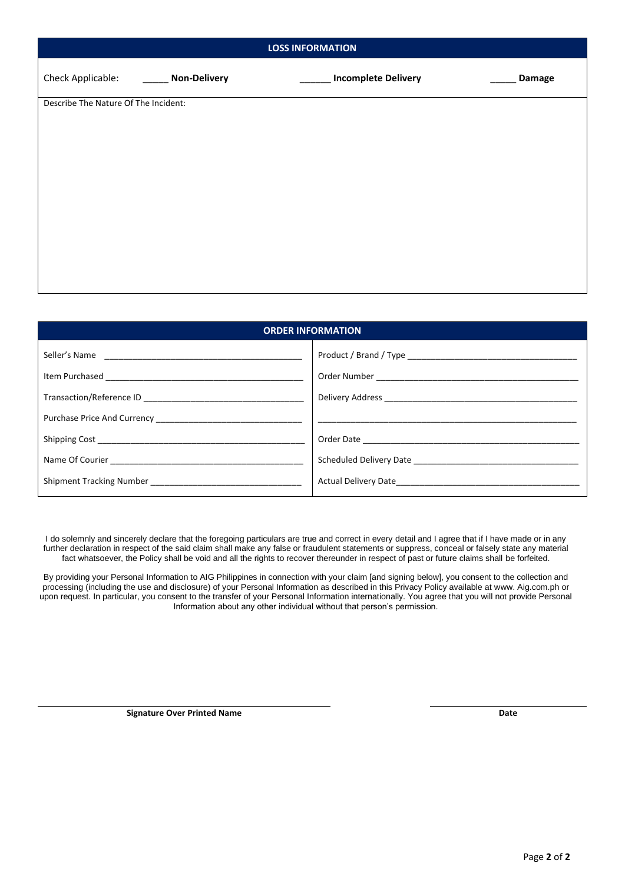## LOSS INFORMATION

Check Applicable: _____ **Non-Delivery** ______ **Incomplete Delivery** _____ **Damage**

Describe The Nature Of The Incident:

## ORDER INFORMATION

| | |
|---|---|
| Seller's Name ___________________________________________ | Product / Brand / Type ____________________________________ |
| Item Purchased ___________________________________________ | Order Number ___________________________________________ |
| Transaction/Reference ID _________________________________ | Delivery Address ________________________________________ |
| Purchase Price And Currency _______________________________ | _______________________________________________________ |
| Shipping Cost ____________________________________________ | Order Date _____________________________________________ |
| Name Of Courier __________________________________________ | Scheduled Delivery Date __________________________________ |
| Shipment Tracking Number _________________________________ | Actual Delivery Date______________________________________ |

I do solemnly and sincerely declare that the foregoing particulars are true and correct in every detail and I agree that if I have made or in any further declaration in respect of the said claim shall make any false or fraudulent statements or suppress, conceal or falsely state any material fact whatsoever, the Policy shall be void and all the rights to recover thereunder in respect of past or future claims shall be forfeited.

By providing your Personal Information to AIG Philippines in connection with your claim [and signing below], you consent to the collection and processing (including the use and disclosure) of your Personal Information as described in this Privacy Policy available at www. Aig.com.ph or upon request. In particular, you consent to the transfer of your Personal Information internationally. You agree that you will not provide Personal Information about any other individual without that person's permission.

_____________________________________________ ______________________

**Signature Over Printed Name** **Date**